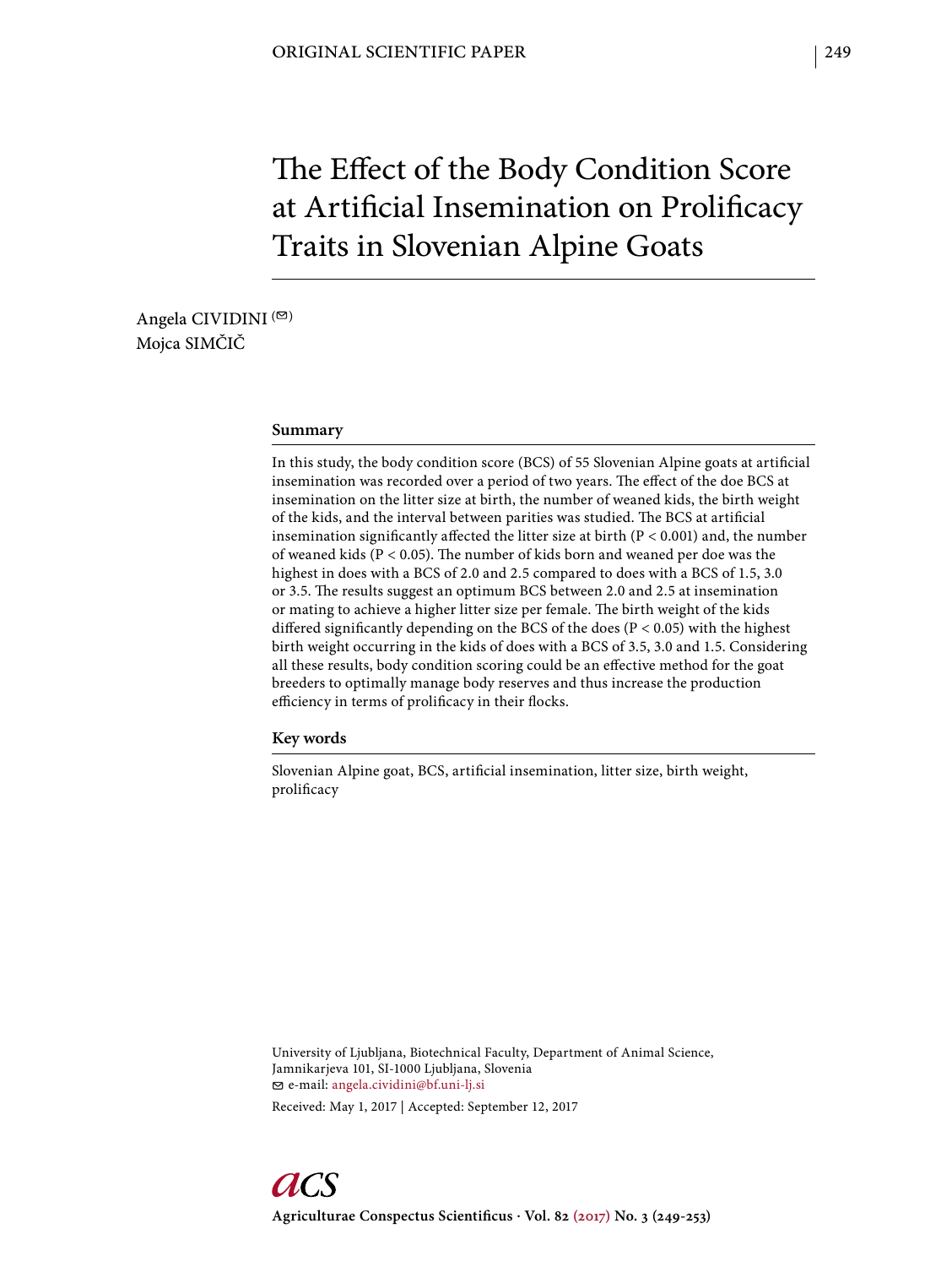ORIGINAL SCIENTIFIC PAPER

# The Effect of the Body Condition Score at Artificial Insemination on Prolificacy Traits in Slovenian Alpine Goats

Angela CIVIDINI (✉)
Mojca SIMČIČ

## Summary

In this study, the body condition score (BCS) of 55 Slovenian Alpine goats at artificial insemination was recorded over a period of two years. The effect of the doe BCS at insemination on the litter size at birth, the number of weaned kids, the birth weight of the kids, and the interval between parities was studied. The BCS at artificial insemination significantly affected the litter size at birth ($P < 0.001$) and, the number of weaned kids ($P < 0.05$). The number of kids born and weaned per doe was the highest in does with a BCS of 2.0 and 2.5 compared to does with a BCS of 1.5, 3.0 or 3.5. The results suggest an optimum BCS between 2.0 and 2.5 at insemination or mating to achieve a higher litter size per female. The birth weight of the kids differed significantly depending on the BCS of the does ($P < 0.05$) with the highest birth weight occurring in the kids of does with a BCS of 3.5, 3.0 and 1.5. Considering all these results, body condition scoring could be an effective method for the goat breeders to optimally manage body reserves and thus increase the production efficiency in terms of prolificacy in their flocks.

## Key words

Slovenian Alpine goat, BCS, artificial insemination, litter size, birth weight, prolificacy

University of Ljubljana, Biotechnical Faculty, Department of Animal Science, Jamnikarjeva 101, SI-1000 Ljubljana, Slovenia
✉ e-mail: angela.cividini@bf.uni-lj.si

Received: May 1, 2017 | Accepted: September 12, 2017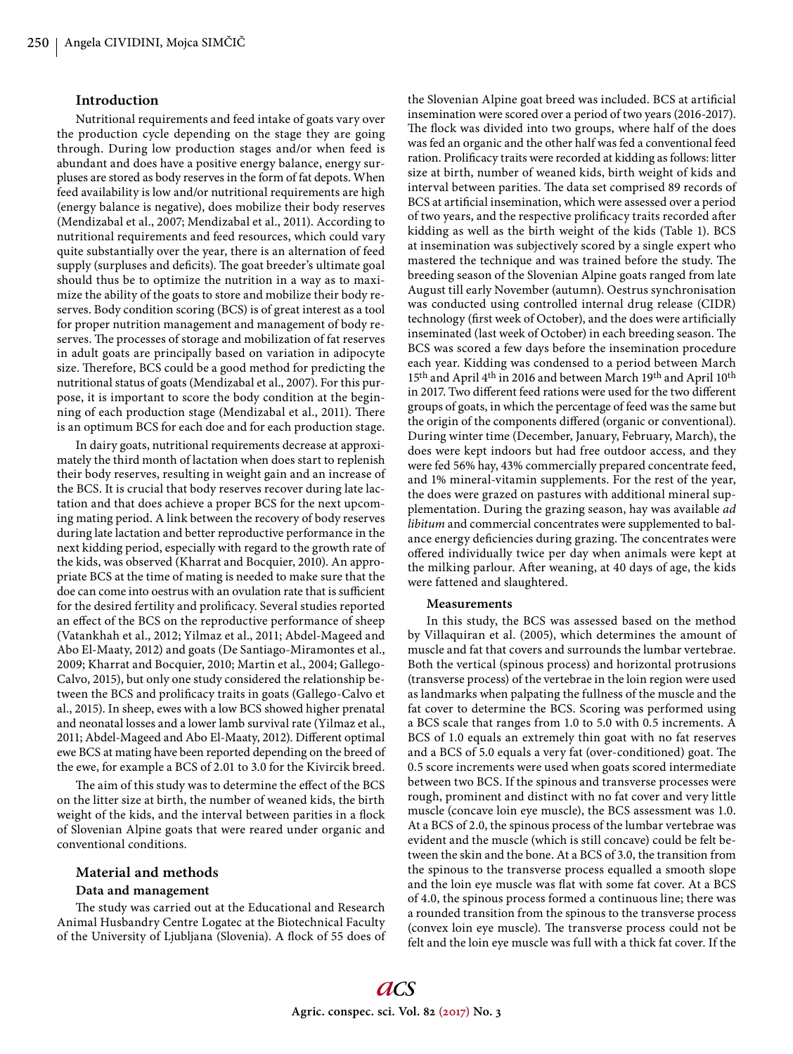## Introduction

Nutritional requirements and feed intake of goats vary over the production cycle depending on the stage they are going through. During low production stages and/or when feed is abundant and does have a positive energy balance, energy surpluses are stored as body reserves in the form of fat depots. When feed availability is low and/or nutritional requirements are high (energy balance is negative), does mobilize their body reserves (Mendizabal et al., 2007; Mendizabal et al., 2011). According to nutritional requirements and feed resources, which could vary quite substantially over the year, there is an alternation of feed supply (surpluses and deficits). The goat breeder's ultimate goal should thus be to optimize the nutrition in a way as to maximize the ability of the goats to store and mobilize their body reserves. Body condition scoring (BCS) is of great interest as a tool for proper nutrition management and management of body reserves. The processes of storage and mobilization of fat reserves in adult goats are principally based on variation in adipocyte size. Therefore, BCS could be a good method for predicting the nutritional status of goats (Mendizabal et al., 2007). For this purpose, it is important to score the body condition at the beginning of each production stage (Mendizabal et al., 2011). There is an optimum BCS for each doe and for each production stage.

In dairy goats, nutritional requirements decrease at approximately the third month of lactation when does start to replenish their body reserves, resulting in weight gain and an increase of the BCS. It is crucial that body reserves recover during late lactation and that does achieve a proper BCS for the next upcoming mating period. A link between the recovery of body reserves during late lactation and better reproductive performance in the next kidding period, especially with regard to the growth rate of the kids, was observed (Kharrat and Bocquier, 2010). An appropriate BCS at the time of mating is needed to make sure that the doe can come into oestrus with an ovulation rate that is sufficient for the desired fertility and prolificacy. Several studies reported an effect of the BCS on the reproductive performance of sheep (Vatankhah et al., 2012; Yilmaz et al., 2011; Abdel-Mageed and Abo El-Maaty, 2012) and goats (De Santiago-Miramontes et al., 2009; Kharrat and Bocquier, 2010; Martin et al., 2004; Gallego-Calvo, 2015), but only one study considered the relationship between the BCS and prolificacy traits in goats (Gallego-Calvo et al., 2015). In sheep, ewes with a low BCS showed higher prenatal and neonatal losses and a lower lamb survival rate (Yilmaz et al., 2011; Abdel-Mageed and Abo El-Maaty, 2012). Different optimal ewe BCS at mating have been reported depending on the breed of the ewe, for example a BCS of 2.01 to 3.0 for the Kivircik breed.

The aim of this study was to determine the effect of the BCS on the litter size at birth, the number of weaned kids, the birth weight of the kids, and the interval between parities in a flock of Slovenian Alpine goats that were reared under organic and conventional conditions.

## Material and methods

### Data and management

The study was carried out at the Educational and Research Animal Husbandry Centre Logatec at the Biotechnical Faculty of the University of Ljubljana (Slovenia). A flock of 55 does of the Slovenian Alpine goat breed was included. BCS at artificial insemination were scored over a period of two years (2016-2017). The flock was divided into two groups, where half of the does was fed an organic and the other half was fed a conventional feed ration. Prolificacy traits were recorded at kidding as follows: litter size at birth, number of weaned kids, birth weight of kids and interval between parities. The data set comprised 89 records of BCS at artificial insemination, which were assessed over a period of two years, and the respective prolificacy traits recorded after kidding as well as the birth weight of the kids (Table 1). BCS at insemination was subjectively scored by a single expert who mastered the technique and was trained before the study. The breeding season of the Slovenian Alpine goats ranged from late August till early November (autumn). Oestrus synchronisation was conducted using controlled internal drug release (CIDR) technology (first week of October), and the does were artificially inseminated (last week of October) in each breeding season. The BCS was scored a few days before the insemination procedure each year. Kidding was condensed to a period between March 15th and April 4th in 2016 and between March 19th and April 10th in 2017. Two different feed rations were used for the two different groups of goats, in which the percentage of feed was the same but the origin of the components differed (organic or conventional). During winter time (December, January, February, March), the does were kept indoors but had free outdoor access, and they were fed 56% hay, 43% commercially prepared concentrate feed, and 1% mineral-vitamin supplements. For the rest of the year, the does were grazed on pastures with additional mineral supplementation. During the grazing season, hay was available *ad libitum* and commercial concentrates were supplemented to balance energy deficiencies during grazing. The concentrates were offered individually twice per day when animals were kept at the milking parlour. After weaning, at 40 days of age, the kids were fattened and slaughtered.

### Measurements

In this study, the BCS was assessed based on the method by Villaquiran et al. (2005), which determines the amount of muscle and fat that covers and surrounds the lumbar vertebrae. Both the vertical (spinous process) and horizontal protrusions (transverse process) of the vertebrae in the loin region were used as landmarks when palpating the fullness of the muscle and the fat cover to determine the BCS. Scoring was performed using a BCS scale that ranges from 1.0 to 5.0 with 0.5 increments. A BCS of 1.0 equals an extremely thin goat with no fat reserves and a BCS of 5.0 equals a very fat (over-conditioned) goat. The 0.5 score increments were used when goats scored intermediate between two BCS. If the spinous and transverse processes were rough, prominent and distinct with no fat cover and very little muscle (concave loin eye muscle), the BCS assessment was 1.0. At a BCS of 2.0, the spinous process of the lumbar vertebrae was evident and the muscle (which is still concave) could be felt between the skin and the bone. At a BCS of 3.0, the transition from the spinous to the transverse process equalled a smooth slope and the loin eye muscle was flat with some fat cover. At a BCS of 4.0, the spinous process formed a continuous line; there was a rounded transition from the spinous to the transverse process (convex loin eye muscle). The transverse process could not be felt and the loin eye muscle was full with a thick fat cover. If the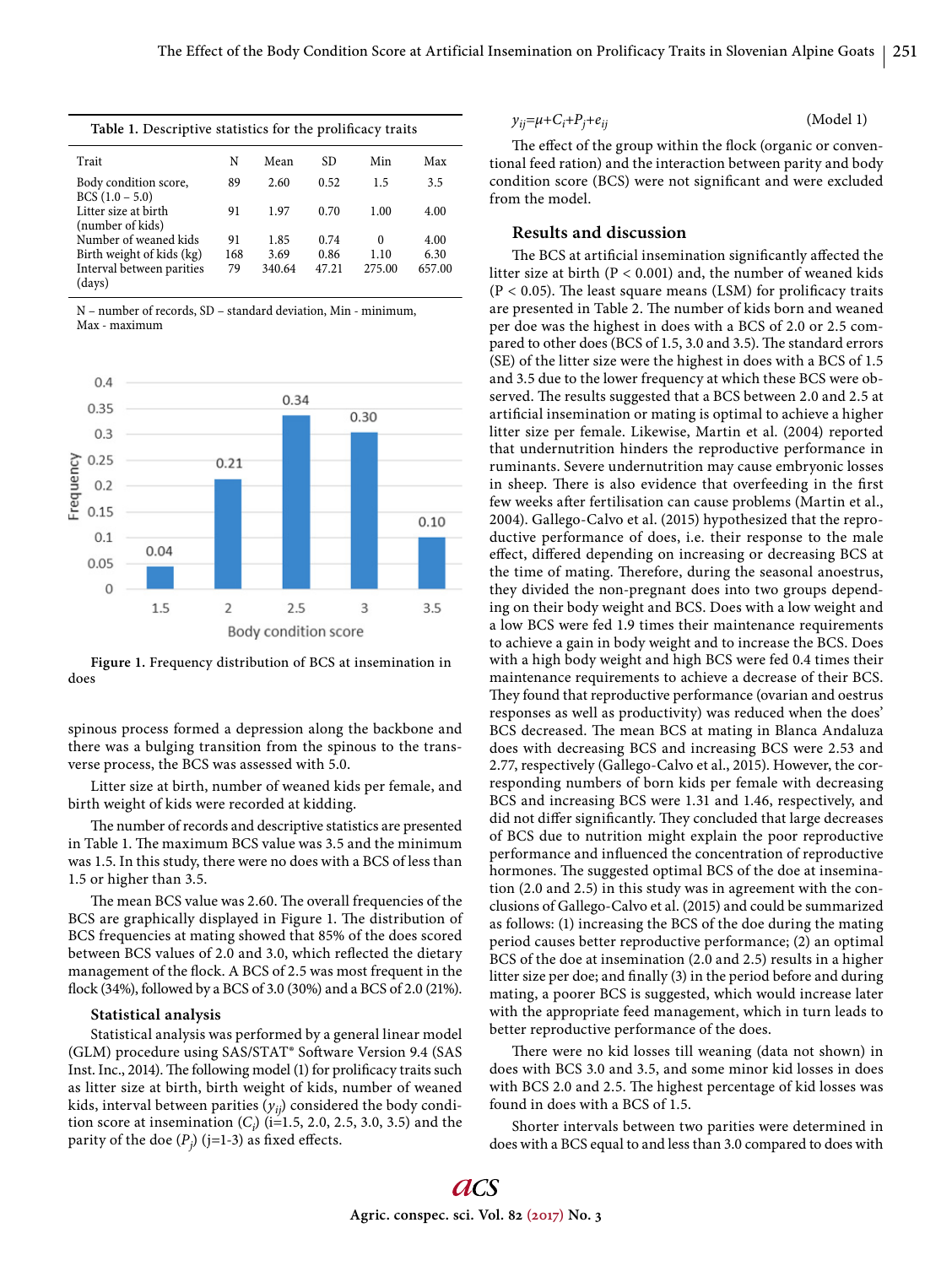Table 1. Descriptive statistics for the prolificacy traits

| Trait | N | Mean | SD | Min | Max |
|---|---|---|---|---|---|
| Body condition score, BCS (1.0 – 5.0) | 89 | 2.60 | 0.52 | 1.5 | 3.5 |
| Litter size at birth (number of kids) | 91 | 1.97 | 0.70 | 1.00 | 4.00 |
| Number of weaned kids | 91 | 1.85 | 0.74 | 0 | 4.00 |
| Birth weight of kids (kg) | 168 | 3.69 | 0.86 | 1.10 | 6.30 |
| Interval between parities (days) | 79 | 340.64 | 47.21 | 275.00 | 657.00 |

N – number of records, SD – standard deviation, Min - minimum, Max - maximum

0.4
0.35
0.3
0.25
0.2
0.15
0.1
0.05
0
Frequency
0.04
0.21
0.34
0.30
0.10
1.5
2
2.5
3
3.5
Body condition score

Figure 1. Frequency distribution of BCS at insemination in does

spinous process formed a depression along the backbone and there was a bulging transition from the spinous to the transverse process, the BCS was assessed with 5.0.

Litter size at birth, number of weaned kids per female, and birth weight of kids were recorded at kidding.

The number of records and descriptive statistics are presented in Table 1. The maximum BCS value was 3.5 and the minimum was 1.5. In this study, there were no does with a BCS of less than 1.5 or higher than 3.5.

The mean BCS value was 2.60. The overall frequencies of the BCS are graphically displayed in Figure 1. The distribution of BCS frequencies at mating showed that 85% of the does scored between BCS values of 2.0 and 3.0, which reflected the dietary management of the flock. A BCS of 2.5 was most frequent in the flock (34%), followed by a BCS of 3.0 (30%) and a BCS of 2.0 (21%).

### Statistical analysis

Statistical analysis was performed by a general linear model (GLM) procedure using SAS/STAT® Software Version 9.4 (SAS Inst. Inc., 2014). The following model (1) for prolificacy traits such as litter size at birth, birth weight of kids, number of weaned kids, interval between parities ($y_{ij}$) considered the body condition score at insemination ($C_i$) (i=1.5, 2.0, 2.5, 3.0, 3.5) and the parity of the doe ($P_j$) (j=1-3) as fixed effects.

$$y_{ij}=\mu+C_i+P_j+e_{ij} \qquad \text{(Model 1)}$$

The effect of the group within the flock (organic or conventional feed ration) and the interaction between parity and body condition score (BCS) were not significant and were excluded from the model.

## Results and discussion

The BCS at artificial insemination significantly affected the litter size at birth ($P < 0.001$) and, the number of weaned kids ($P < 0.05$). The least square means (LSM) for prolificacy traits are presented in Table 2. The number of kids born and weaned per doe was the highest in does with a BCS of 2.0 or 2.5 compared to other does (BCS of 1.5, 3.0 and 3.5). The standard errors (SE) of the litter size were the highest in does with a BCS of 1.5 and 3.5 due to the lower frequency at which these BCS were observed. The results suggested that a BCS between 2.0 and 2.5 at artificial insemination or mating is optimal to achieve a higher litter size per female. Likewise, Martin et al. (2004) reported that undernutrition hinders the reproductive performance in ruminants. Severe undernutrition may cause embryonic losses in sheep. There is also evidence that overfeeding in the first few weeks after fertilisation can cause problems (Martin et al., 2004). Gallego-Calvo et al. (2015) hypothesized that the reproductive performance of does, i.e. their response to the male effect, differed depending on increasing or decreasing BCS at the time of mating. Therefore, during the seasonal anoestrus, they divided the non-pregnant does into two groups depending on their body weight and BCS. Does with a low weight and a low BCS were fed 1.9 times their maintenance requirements to achieve a gain in body weight and to increase the BCS. Does with a high body weight and high BCS were fed 0.4 times their maintenance requirements to achieve a decrease of their BCS. They found that reproductive performance (ovarian and oestrus responses as well as productivity) was reduced when the does' BCS decreased. The mean BCS at mating in Blanca Andaluza does with decreasing BCS and increasing BCS were 2.53 and 2.77, respectively (Gallego-Calvo et al., 2015). However, the corresponding numbers of born kids per female with decreasing BCS and increasing BCS were 1.31 and 1.46, respectively, and did not differ significantly. They concluded that large decreases of BCS due to nutrition might explain the poor reproductive performance and influenced the concentration of reproductive hormones. The suggested optimal BCS of the doe at insemination (2.0 and 2.5) in this study was in agreement with the conclusions of Gallego-Calvo et al. (2015) and could be summarized as follows: (1) increasing the BCS of the doe during the mating period causes better reproductive performance; (2) an optimal BCS of the doe at insemination (2.0 and 2.5) results in a higher litter size per doe; and finally (3) in the period before and during mating, a poorer BCS is suggested, which would increase later with the appropriate feed management, which in turn leads to better reproductive performance of the does.

There were no kid losses till weaning (data not shown) in does with BCS 3.0 and 3.5, and some minor kid losses in does with BCS 2.0 and 2.5. The highest percentage of kid losses was found in does with a BCS of 1.5.

Shorter intervals between two parities were determined in does with a BCS equal to and less than 3.0 compared to does with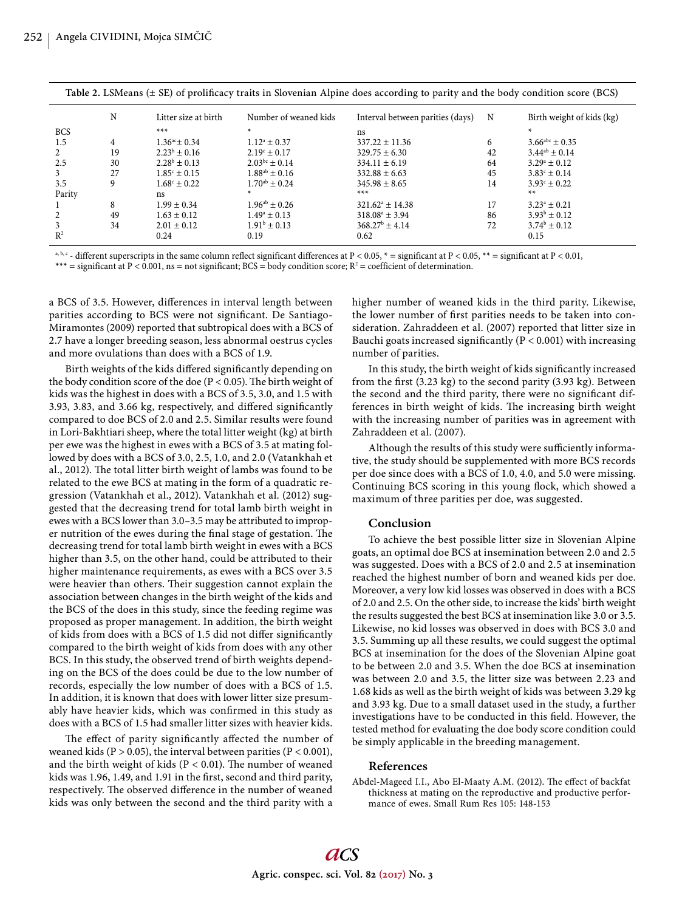**Table 2.** LSMeans (± SE) of prolificacy traits in Slovenian Alpine does according to parity and the body condition score (BCS)

| | N | Litter size at birth | Number of weaned kids | Interval between parities (days) | N | Birth weight of kids (kg) |
|---|---|---|---|---|---|---|
| BCS | | *** | * | ns | | * |
| 1.5 | 4 | $1.36^{ac} \pm 0.34$ | $1.12^{a} \pm 0.37$ | $337.22 \pm 11.36$ | 6 | $3.66^{abc} \pm 0.35$ |
| 2 | 19 | $2.23^{b} \pm 0.16$ | $2.19^{c} \pm 0.17$ | $329.75 \pm 6.30$ | 42 | $3.44^{ab} \pm 0.14$ |
| 2.5 | 30 | $2.28^{b} \pm 0.13$ | $2.03^{bc} \pm 0.14$ | $334.11 \pm 6.19$ | 64 | $3.29^{a} \pm 0.12$ |
| 3 | 27 | $1.85^{c} \pm 0.15$ | $1.88^{ab} \pm 0.16$ | $332.88 \pm 6.63$ | 45 | $3.83^{c} \pm 0.14$ |
| 3.5 | 9 | $1.68^{c} \pm 0.22$ | $1.70^{ab} \pm 0.24$ | $345.98 \pm 8.65$ | 14 | $3.93^{c} \pm 0.22$ |
| Parity | | ns | * | *** | | ** |
| 1 | 8 | $1.99 \pm 0.34$ | $1.96^{ab} \pm 0.26$ | $321.62^{a} \pm 14.38$ | 17 | $3.23^{a} \pm 0.21$ |
| 2 | 49 | $1.63 \pm 0.12$ | $1.49^{a} \pm 0.13$ | $318.08^{a} \pm 3.94$ | 86 | $3.93^{b} \pm 0.12$ |
| 3 | 34 | $2.01 \pm 0.12$ | $1.91^{b} \pm 0.13$ | $368.27^{b} \pm 4.14$ | 72 | $3.74^{b} \pm 0.12$ |
| $R^2$ | | 0.24 | 0.19 | 0.62 | | 0.15 |

a, b, c - different superscripts in the same column reflect significant differences at $P < 0.05$, * = significant at $P < 0.05$, ** = significant at $P < 0.01$, *** = significant at $P < 0.001$, ns = not significant; BCS = body condition score; $R^2$ = coefficient of determination.

a BCS of 3.5. However, differences in interval length between parities according to BCS were not significant. De Santiago-Miramontes (2009) reported that subtropical does with a BCS of 2.7 have a longer breeding season, less abnormal oestrus cycles and more ovulations than does with a BCS of 1.9.

Birth weights of the kids differed significantly depending on the body condition score of the doe ($P < 0.05$). The birth weight of kids was the highest in does with a BCS of 3.5, 3.0, and 1.5 with 3.93, 3.83, and 3.66 kg, respectively, and differed significantly compared to doe BCS of 2.0 and 2.5. Similar results were found in Lori-Bakhtiari sheep, where the total litter weight (kg) at birth per ewe was the highest in ewes with a BCS of 3.5 at mating followed by does with a BCS of 3.0, 2.5, 1.0, and 2.0 (Vatankhah et al., 2012). The total litter birth weight of lambs was found to be related to the ewe BCS at mating in the form of a quadratic regression (Vatankhah et al., 2012). Vatankhah et al. (2012) suggested that the decreasing trend for total lamb birth weight in ewes with a BCS lower than 3.0–3.5 may be attributed to improper nutrition of the ewes during the final stage of gestation. The decreasing trend for total lamb birth weight in ewes with a BCS higher than 3.5, on the other hand, could be attributed to their higher maintenance requirements, as ewes with a BCS over 3.5 were heavier than others. Their suggestion cannot explain the association between changes in the birth weight of the kids and the BCS of the does in this study, since the feeding regime was proposed as proper management. In addition, the birth weight of kids from does with a BCS of 1.5 did not differ significantly compared to the birth weight of kids from does with any other BCS. In this study, the observed trend of birth weights depending on the BCS of the does could be due to the low number of records, especially the low number of does with a BCS of 1.5. In addition, it is known that does with lower litter size presumably have heavier kids, which was confirmed in this study as does with a BCS of 1.5 had smaller litter sizes with heavier kids.

The effect of parity significantly affected the number of weaned kids ($P > 0.05$), the interval between parities ($P < 0.001$), and the birth weight of kids ($P < 0.01$). The number of weaned kids was 1.96, 1.49, and 1.91 in the first, second and third parity, respectively. The observed difference in the number of weaned kids was only between the second and the third parity with a higher number of weaned kids in the third parity. Likewise, the lower number of first parities needs to be taken into consideration. Zahraddeen et al. (2007) reported that litter size in Bauchi goats increased significantly ($P < 0.001$) with increasing number of parities.

In this study, the birth weight of kids significantly increased from the first (3.23 kg) to the second parity (3.93 kg). Between the second and the third parity, there were no significant differences in birth weight of kids. The increasing birth weight with the increasing number of parities was in agreement with Zahraddeen et al. (2007).

Although the results of this study were sufficiently informative, the study should be supplemented with more BCS records per doe since does with a BCS of 1.0, 4.0, and 5.0 were missing. Continuing BCS scoring in this young flock, which showed a maximum of three parities per doe, was suggested.

## Conclusion

To achieve the best possible litter size in Slovenian Alpine goats, an optimal doe BCS at insemination between 2.0 and 2.5 was suggested. Does with a BCS of 2.0 and 2.5 at insemination reached the highest number of born and weaned kids per doe. Moreover, a very low kid losses was observed in does with a BCS of 2.0 and 2.5. On the other side, to increase the kids' birth weight the results suggested the best BCS at insemination like 3.0 or 3.5. Likewise, no kid losses was observed in does with BCS 3.0 and 3.5. Summing up all these results, we could suggest the optimal BCS at insemination for the does of the Slovenian Alpine goat to be between 2.0 and 3.5. When the doe BCS at insemination was between 2.0 and 3.5, the litter size was between 2.23 and 1.68 kids as well as the birth weight of kids was between 3.29 kg and 3.93 kg. Due to a small dataset used in the study, a further investigations have to be conducted in this field. However, the tested method for evaluating the doe body score condition could be simply applicable in the breeding management.

## References

Abdel-Mageed I.I., Abo El-Maaty A.M. (2012). The effect of backfat thickness at mating on the reproductive and productive performance of ewes. Small Rum Res 105: 148-153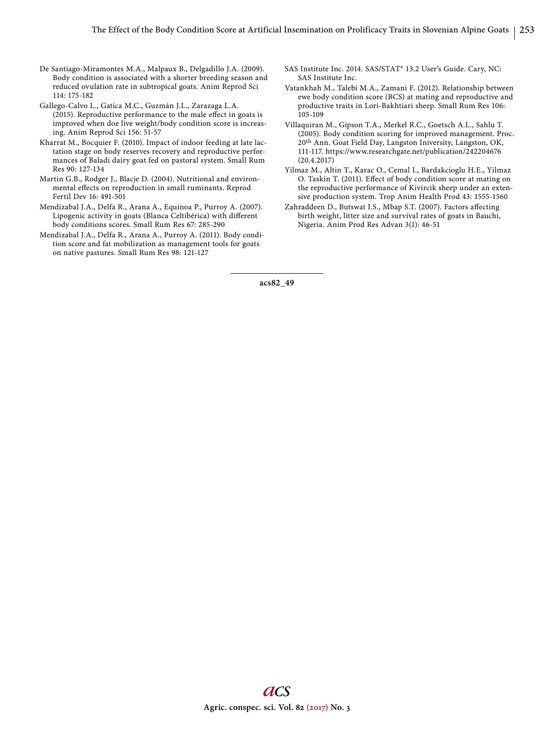De Santiago-Miramontes M.A., Malpaux B., Delgadillo J.A. (2009). Body condition is associated with a shorter breeding season and reduced ovulation rate in subtropical goats. Anim Reprod Sci 114: 175-182

Gallego-Calvo L., Gatica M.C., Guzmán J.L., Zarazaga L.A. (2015). Reproductive performance to the male effect in goats is improved when doe live weight/body condition score is increasing. Anim Reprod Sci 156: 51-57

Kharrat M., Bocquier F. (2010). Impact of indoor feeding at late lactation stage on body reserves recovery and reproductive performances of Baladi dairy goat fed on pastoral system. Small Rum Res 90: 127-134

Martin G.B., Rodger J., Blacje D. (2004). Nutritional and environmental effects on reproduction in small ruminants. Reprod Fertil Dev 16: 491-501

Mendizabal J.A., Delfa R., Arana A., Equinoa P., Purroy A. (2007). Lipogenic activity in goats (Blanca Celtibérica) with different body conditions scores. Small Rum Res 67: 285-290

Mendizabal J.A., Delfa R., Arana A., Purroy A. (2011). Body condition score and fat mobilization as management tools for goats on native pastures. Small Rum Res 98: 121-127

SAS Institute Inc. 2014. SAS/STAT® 13.2 User's Guide. Cary, NC: SAS Institute Inc.

Vatankhah M., Talebi M.A., Zamani F. (2012). Relationship between ewe body condition score (BCS) at mating and reproductive and productive traits in Lori-Bakhtiari sheep. Small Rum Res 106: 105-109

Villaquiran M., Gipson T.A., Merkel R.C., Goetsch A.L., Sahlu T. (2005). Body condition scoring for improved management. Proc. 20th Ann. Goat Field Day, Langston Iniversity, Langston, OK, 111-117. https://www.researchgate.net/publication/242204676 (20.4.2017)

Yilmaz M., Altin T., Karac O., Cemal I., Bardakcioglu H.E., Yilmaz O. Taskin T. (2011). Effect of body condition score at mating on the reproductive performance of Kivircik sheep under an extensive production system. Trop Anim Health Prod 43: 1555-1560

Zahraddeen D., Butswat I.S., Mbap S.T. (2007). Factors affecting birth weight, litter size and survival rates of goats in Bauchi, Nigeria. Anim Prod Res Advan 3(1): 46-51

acs82_49